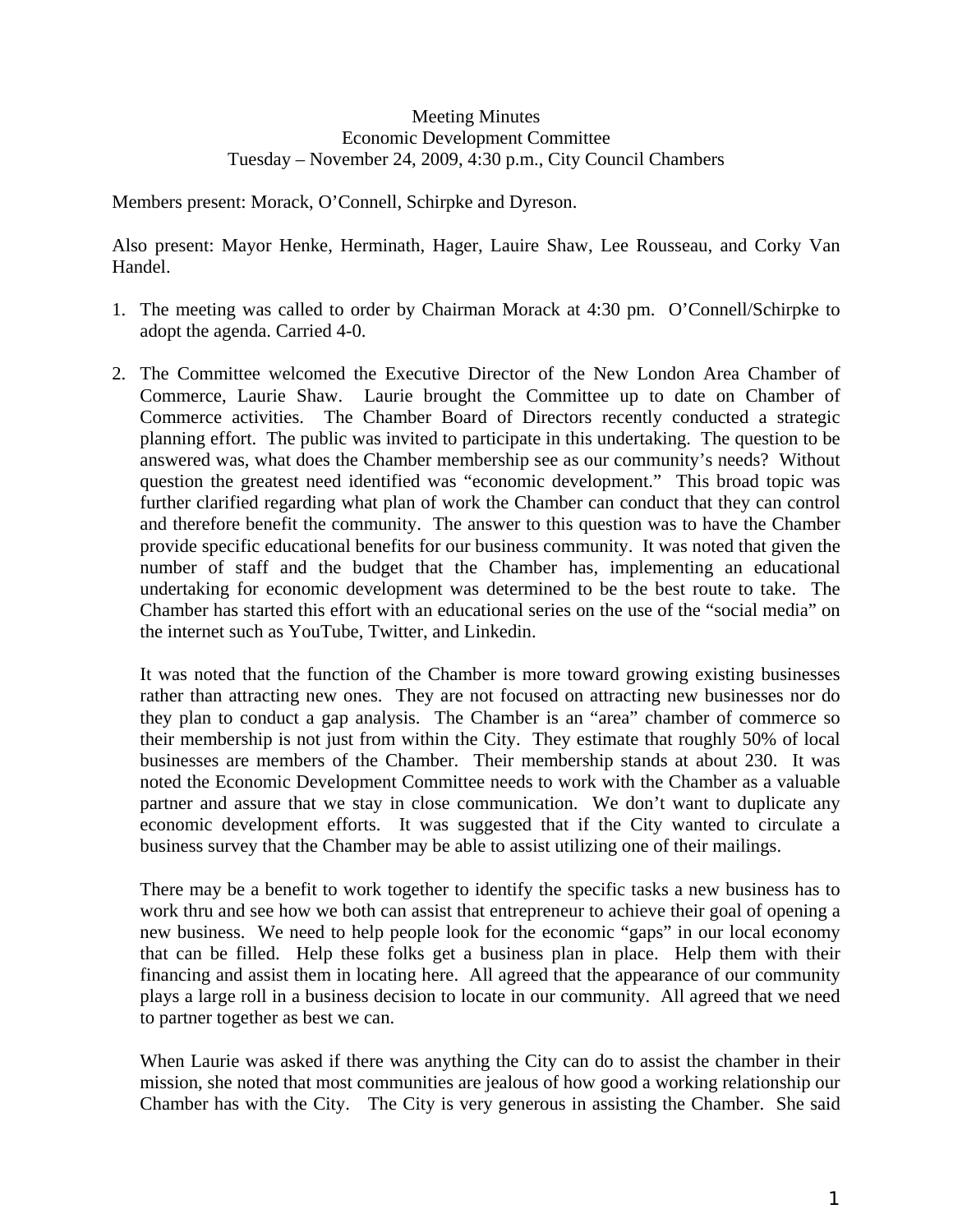Meeting Minutes
Economic Development Committee
Tuesday – November 24, 2009, 4:30 p.m., City Council Chambers

Members present: Morack, O'Connell, Schirpke and Dyreson.

Also present: Mayor Henke, Herminath, Hager, Lauire Shaw, Lee Rousseau, and Corky Van Handel.

1. The meeting was called to order by Chairman Morack at 4:30 pm. O'Connell/Schirpke to adopt the agenda. Carried 4-0.

2. The Committee welcomed the Executive Director of the New London Area Chamber of Commerce, Laurie Shaw. Laurie brought the Committee up to date on Chamber of Commerce activities. The Chamber Board of Directors recently conducted a strategic planning effort. The public was invited to participate in this undertaking. The question to be answered was, what does the Chamber membership see as our community's needs? Without question the greatest need identified was "economic development." This broad topic was further clarified regarding what plan of work the Chamber can conduct that they can control and therefore benefit the community. The answer to this question was to have the Chamber provide specific educational benefits for our business community. It was noted that given the number of staff and the budget that the Chamber has, implementing an educational undertaking for economic development was determined to be the best route to take. The Chamber has started this effort with an educational series on the use of the "social media" on the internet such as YouTube, Twitter, and Linkedin.

   It was noted that the function of the Chamber is more toward growing existing businesses rather than attracting new ones. They are not focused on attracting new businesses nor do they plan to conduct a gap analysis. The Chamber is an "area" chamber of commerce so their membership is not just from within the City. They estimate that roughly 50% of local businesses are members of the Chamber. Their membership stands at about 230. It was noted the Economic Development Committee needs to work with the Chamber as a valuable partner and assure that we stay in close communication. We don't want to duplicate any economic development efforts. It was suggested that if the City wanted to circulate a business survey that the Chamber may be able to assist utilizing one of their mailings.

   There may be a benefit to work together to identify the specific tasks a new business has to work thru and see how we both can assist that entrepreneur to achieve their goal of opening a new business. We need to help people look for the economic "gaps" in our local economy that can be filled. Help these folks get a business plan in place. Help them with their financing and assist them in locating here. All agreed that the appearance of our community plays a large roll in a business decision to locate in our community. All agreed that we need to partner together as best we can.

   When Laurie was asked if there was anything the City can do to assist the chamber in their mission, she noted that most communities are jealous of how good a working relationship our Chamber has with the City. The City is very generous in assisting the Chamber. She said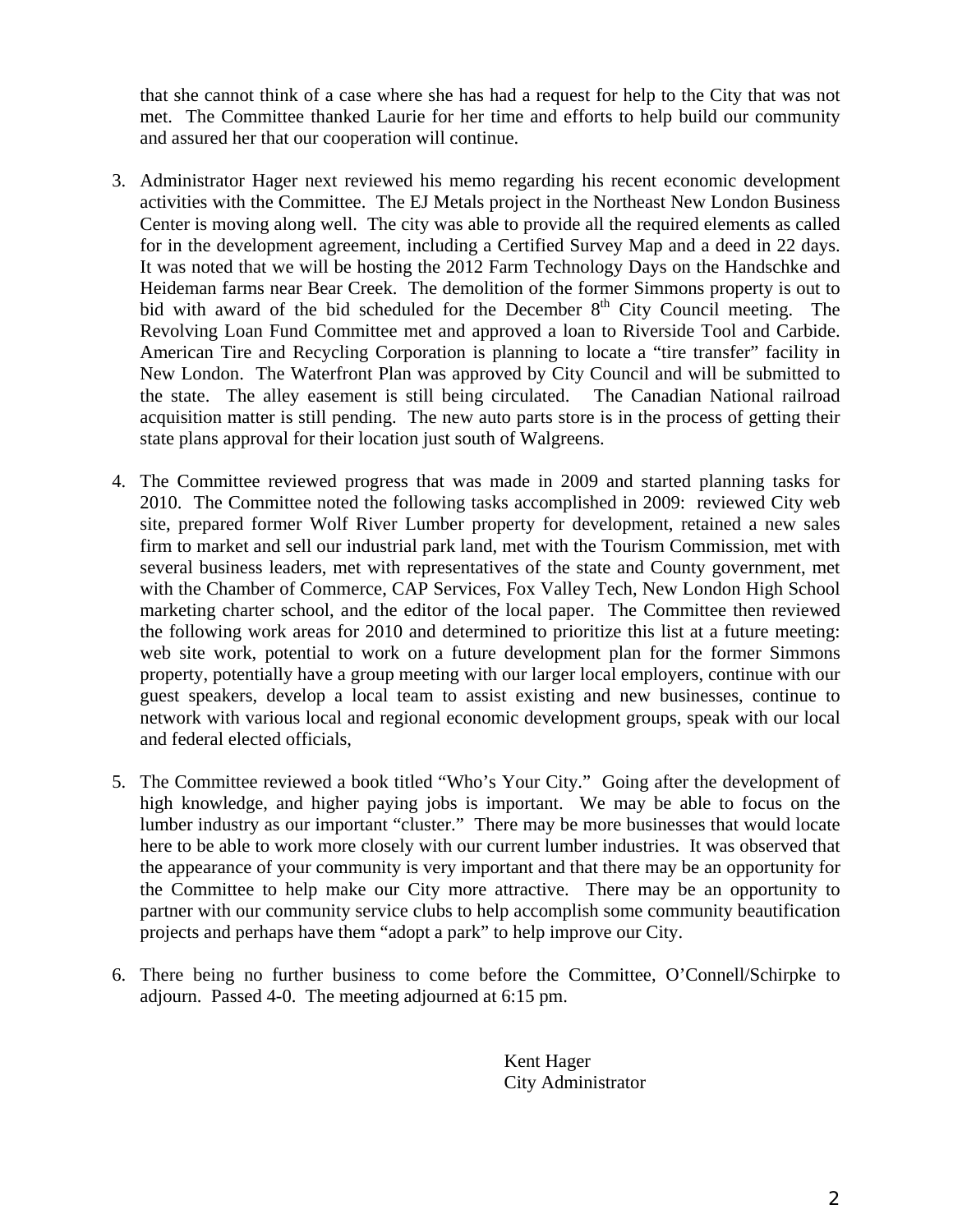that she cannot think of a case where she has had a request for help to the City that was not met. The Committee thanked Laurie for her time and efforts to help build our community and assured her that our cooperation will continue.

3. Administrator Hager next reviewed his memo regarding his recent economic development activities with the Committee. The EJ Metals project in the Northeast New London Business Center is moving along well. The city was able to provide all the required elements as called for in the development agreement, including a Certified Survey Map and a deed in 22 days. It was noted that we will be hosting the 2012 Farm Technology Days on the Handschke and Heideman farms near Bear Creek. The demolition of the former Simmons property is out to bid with award of the bid scheduled for the December 8th City Council meeting. The Revolving Loan Fund Committee met and approved a loan to Riverside Tool and Carbide. American Tire and Recycling Corporation is planning to locate a "tire transfer" facility in New London. The Waterfront Plan was approved by City Council and will be submitted to the state. The alley easement is still being circulated. The Canadian National railroad acquisition matter is still pending. The new auto parts store is in the process of getting their state plans approval for their location just south of Walgreens.

4. The Committee reviewed progress that was made in 2009 and started planning tasks for 2010. The Committee noted the following tasks accomplished in 2009: reviewed City web site, prepared former Wolf River Lumber property for development, retained a new sales firm to market and sell our industrial park land, met with the Tourism Commission, met with several business leaders, met with representatives of the state and County government, met with the Chamber of Commerce, CAP Services, Fox Valley Tech, New London High School marketing charter school, and the editor of the local paper. The Committee then reviewed the following work areas for 2010 and determined to prioritize this list at a future meeting: web site work, potential to work on a future development plan for the former Simmons property, potentially have a group meeting with our larger local employers, continue with our guest speakers, develop a local team to assist existing and new businesses, continue to network with various local and regional economic development groups, speak with our local and federal elected officials,

5. The Committee reviewed a book titled "Who's Your City." Going after the development of high knowledge, and higher paying jobs is important. We may be able to focus on the lumber industry as our important "cluster." There may be more businesses that would locate here to be able to work more closely with our current lumber industries. It was observed that the appearance of your community is very important and that there may be an opportunity for the Committee to help make our City more attractive. There may be an opportunity to partner with our community service clubs to help accomplish some community beautification projects and perhaps have them "adopt a park" to help improve our City.

6. There being no further business to come before the Committee, O'Connell/Schirpke to adjourn. Passed 4-0. The meeting adjourned at 6:15 pm.

Kent Hager
City Administrator